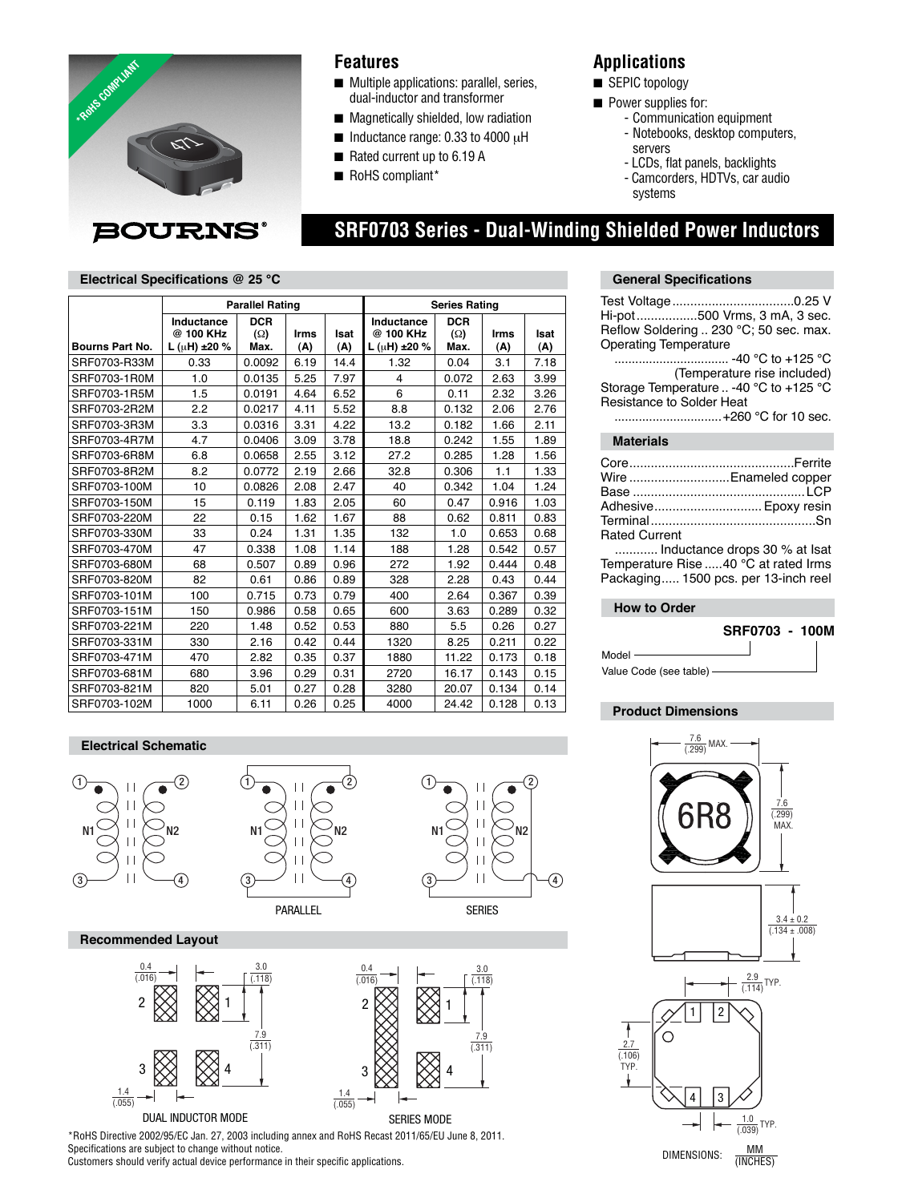*RoHS COMPLIANT

BOURNS®

## Features

- Multiple applications: parallel, series, dual-inductor and transformer
- Magnetically shielded, low radiation
- Inductance range: 0.33 to 4000 µH
- Rated current up to 6.19 A
- RoHS compliant*

## Applications

- SEPIC topology
- Power supplies for:
  - Communication equipment
  - Notebooks, desktop computers, servers
  - LCDs, flat panels, backlights
  - Camcorders, HDTVs, car audio systems

# SRF0703 Series - Dual-Winding Shielded Power Inductors

### Electrical Specifications @ 25 °C

| | Parallel Rating | | | | Series Rating | | | |
|---|---|---|---|---|---|---|---|---|
| Bourns Part No. | Inductance @ 100 KHz L (µH) ±20 % | DCR (Ω) Max. | Irms (A) | Isat (A) | Inductance @ 100 KHz L (µH) ±20 % | DCR (Ω) Max. | Irms (A) | Isat (A) |
| SRF0703-R33M | 0.33 | 0.0092 | 6.19 | 14.4 | 1.32 | 0.04 | 3.1 | 7.18 |
| SRF0703-1R0M | 1.0 | 0.0135 | 5.25 | 7.97 | 4 | 0.072 | 2.63 | 3.99 |
| SRF0703-1R5M | 1.5 | 0.0191 | 4.64 | 6.52 | 6 | 0.11 | 2.32 | 3.26 |
| SRF0703-2R2M | 2.2 | 0.0217 | 4.11 | 5.52 | 8.8 | 0.132 | 2.06 | 2.76 |
| SRF0703-3R3M | 3.3 | 0.0316 | 3.31 | 4.22 | 13.2 | 0.182 | 1.66 | 2.11 |
| SRF0703-4R7M | 4.7 | 0.0406 | 3.09 | 3.78 | 18.8 | 0.242 | 1.55 | 1.89 |
| SRF0703-6R8M | 6.8 | 0.0658 | 2.55 | 3.12 | 27.2 | 0.285 | 1.28 | 1.56 |
| SRF0703-8R2M | 8.2 | 0.0772 | 2.19 | 2.66 | 32.8 | 0.306 | 1.1 | 1.33 |
| SRF0703-100M | 10 | 0.0826 | 2.08 | 2.47 | 40 | 0.342 | 1.04 | 1.24 |
| SRF0703-150M | 15 | 0.119 | 1.83 | 2.05 | 60 | 0.47 | 0.916 | 1.03 |
| SRF0703-220M | 22 | 0.15 | 1.62 | 1.67 | 88 | 0.62 | 0.811 | 0.83 |
| SRF0703-330M | 33 | 0.24 | 1.31 | 1.35 | 132 | 1.0 | 0.653 | 0.68 |
| SRF0703-470M | 47 | 0.338 | 1.08 | 1.14 | 188 | 1.28 | 0.542 | 0.57 |
| SRF0703-680M | 68 | 0.507 | 0.89 | 0.96 | 272 | 1.92 | 0.444 | 0.48 |
| SRF0703-820M | 82 | 0.61 | 0.86 | 0.89 | 328 | 2.28 | 0.43 | 0.44 |
| SRF0703-101M | 100 | 0.715 | 0.73 | 0.79 | 400 | 2.64 | 0.367 | 0.39 |
| SRF0703-151M | 150 | 0.986 | 0.58 | 0.65 | 600 | 3.63 | 0.289 | 0.32 |
| SRF0703-221M | 220 | 1.48 | 0.52 | 0.53 | 880 | 5.5 | 0.26 | 0.27 |
| SRF0703-331M | 330 | 2.16 | 0.42 | 0.44 | 1320 | 8.25 | 0.211 | 0.22 |
| SRF0703-471M | 470 | 2.82 | 0.35 | 0.37 | 1880 | 11.22 | 0.173 | 0.18 |
| SRF0703-681M | 680 | 3.96 | 0.29 | 0.31 | 2720 | 16.17 | 0.143 | 0.15 |
| SRF0703-821M | 820 | 5.01 | 0.27 | 0.28 | 3280 | 20.07 | 0.134 | 0.14 |
| SRF0703-102M | 1000 | 6.11 | 0.26 | 0.25 | 4000 | 24.42 | 0.128 | 0.13 |

### General Specifications

Test Voltage .......... 0.25 V
Hi-pot .......... 500 Vrms, 3 mA, 3 sec.
Reflow Soldering .. 230 °C; 50 sec. max.
Operating Temperature
.......... -40 °C to +125 °C
(Temperature rise included)
Storage Temperature .. -40 °C to +125 °C
Resistance to Solder Heat
.......... +260 °C for 10 sec.

### Materials

Core .......... Ferrite
Wire .......... Enameled copper
Base .......... LCP
Adhesive .......... Epoxy resin
Terminal .......... Sn
Rated Current
.......... Inductance drops 30 % at Isat
Temperature Rise ..... 40 °C at rated Irms
Packaging..... 1500 pcs. per 13-inch reel

### How to Order

**SRF0703 - 100M**

Model
Value Code (see table)

### Electrical Schematic

N1, N2 (pins 1, 2, 3, 4)

PARALLEL

SERIES

### Recommended Layout

DUAL INDUCTOR MODE

SERIES MODE

Dimensions: 0.4 (.016); 3.0 (.118); 7.9 (.311); 1.4 (.055)

### Product Dimensions

7.6 (.299) MAX.

7.6 (.299) MAX.

3.4 ± 0.2 (.134 ± .008)

2.9 (.114) TYP.

2.7 (.106) TYP.

1.0 (.039) TYP.

DIMENSIONS: MM (INCHES)

*RoHS Directive 2002/95/EC Jan. 27, 2003 including annex and RoHS Recast 2011/65/EU June 8, 2011.
Specifications are subject to change without notice.
Customers should verify actual device performance in their specific applications.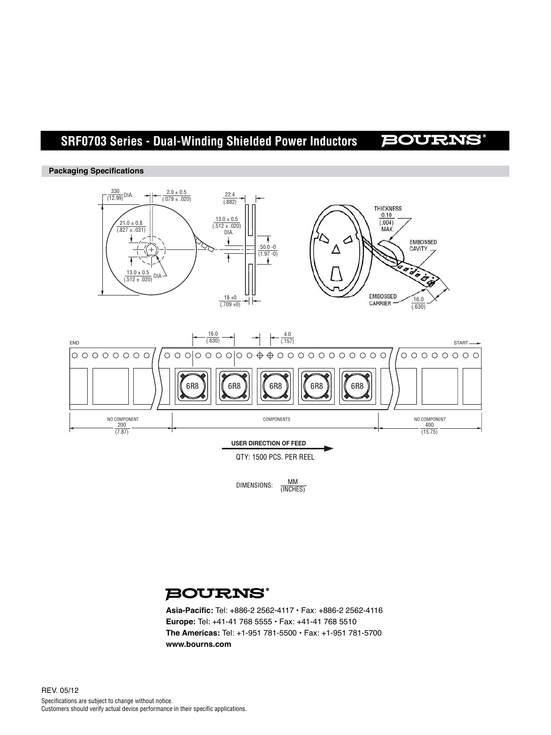# SRF0703 Series - Dual-Winding Shielded Power Inductors

## Packaging Specifications

330
(12.99)
DIA.

2.0 ± 0.5
(.079 ± .020)

22.4
(.882)

21.0 ± 0.8
(.827 ± .031)

13.0 ± 0.5
(.512 ± .020)
DIA.

50.0 -0
(1.97 -0)

13.0 ± 0.5
(.512 ± .020)
DIA.

18 +0
(.709 +0)

THICKNESS
0.10
(.004)
MAX.

EMBOSSED
CAVITY

EMBOSSED
CARRIER

16.0
(.630)

16.0
(.630)

4.0
(.157)

END

START

6R8

NO COMPONENT
200
(7.87)

COMPONENTS

NO COMPONENT
400
(15.75)

**USER DIRECTION OF FEED**

QTY: 1500 PCS. PER REEL

DIMENSIONS: MM / (INCHES)

**Asia-Pacific:** Tel: +886-2 2562-4117 • Fax: +886-2 2562-4116
**Europe:** Tel: +41-41 768 5555 • Fax: +41-41 768 5510
**The Americas:** Tel: +1-951 781-5500 • Fax: +1-951 781-5700
**www.bourns.com**

REV. 05/12

Specifications are subject to change without notice.
Customers should verify actual device performance in their specific applications.